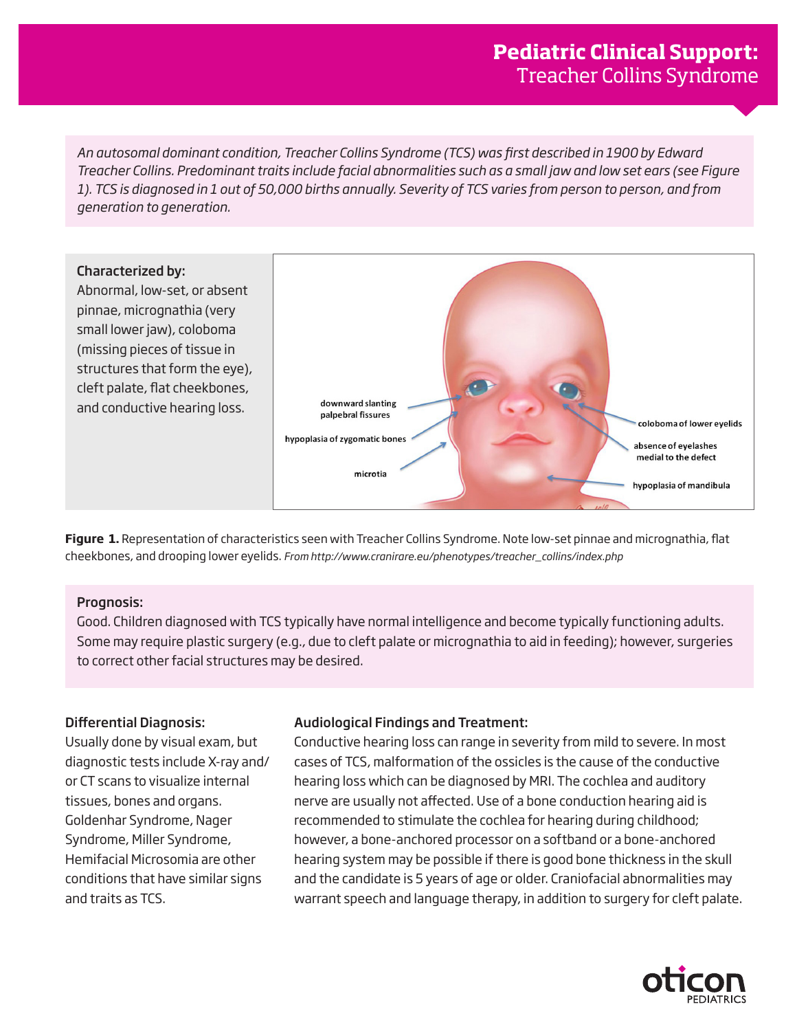# Pediatric Clinical Support: Treacher Collins Syndrome

*An autosomal dominant condition, Treacher Collins Syndrome (TCS) was first described in 1900 by Edward Treacher Collins. Predominant traits include facial abnormalities such as a small jaw and low set ears (see Figure 1). TCS is diagnosed in 1 out of 50,000 births annually. Severity of TCS varies from person to person, and from generation to generation.*

**Characterized by:**
Abnormal, low-set, or absent pinnae, micrognathia (very small lower jaw), coloboma (missing pieces of tissue in structures that form the eye), cleft palate, flat cheekbones, and conductive hearing loss.

downward slanting palpebral fissures
hypoplasia of zygomatic bones
microtia
coloboma of lower eyelids
absence of eyelashes medial to the defect
hypoplasia of mandibula

**Figure 1.** Representation of characteristics seen with Treacher Collins Syndrome. Note low-set pinnae and micrognathia, flat cheekbones, and drooping lower eyelids. *From http://www.cranirare.eu/phenotypes/treacher_collins/index.php*

**Prognosis:**
Good. Children diagnosed with TCS typically have normal intelligence and become typically functioning adults. Some may require plastic surgery (e.g., due to cleft palate or micrognathia to aid in feeding); however, surgeries to correct other facial structures may be desired.

**Differential Diagnosis:**
Usually done by visual exam, but diagnostic tests include X-ray and/or CT scans to visualize internal tissues, bones and organs. Goldenhar Syndrome, Nager Syndrome, Miller Syndrome, Hemifacial Microsomia are other conditions that have similar signs and traits as TCS.

**Audiological Findings and Treatment:**
Conductive hearing loss can range in severity from mild to severe. In most cases of TCS, malformation of the ossicles is the cause of the conductive hearing loss which can be diagnosed by MRI. The cochlea and auditory nerve are usually not affected. Use of a bone conduction hearing aid is recommended to stimulate the cochlea for hearing during childhood; however, a bone-anchored processor on a softband or a bone-anchored hearing system may be possible if there is good bone thickness in the skull and the candidate is 5 years of age or older. Craniofacial abnormalities may warrant speech and language therapy, in addition to surgery for cleft palate.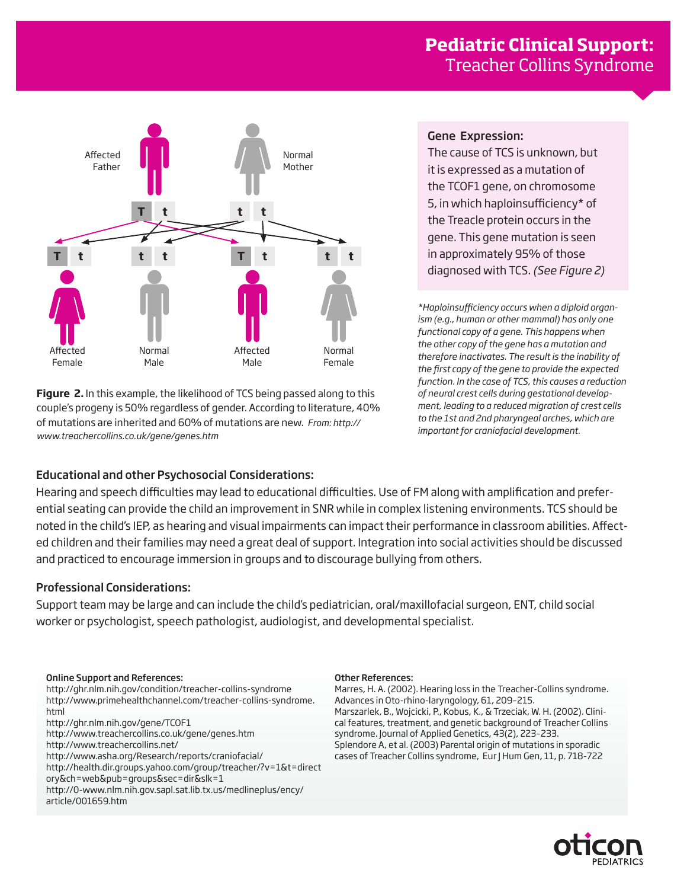# Pediatric Clinical Support: Treacher Collins Syndrome

Affected Father

Normal Mother

T t

t t

T t

t t

T t

t t

Affected Female

Normal Male

Affected Male

Normal Female

**Figure 2.** In this example, the likelihood of TCS being passed along to this couple's progeny is 50% regardless of gender. According to literature, 40% of mutations are inherited and 60% of mutations are new. *From: http://www.treachercollins.co.uk/gene/genes.htm*

### Gene Expression:

The cause of TCS is unknown, but it is expressed as a mutation of the TCOF1 gene, on chromosome 5, in which haploinsufficiency* of the Treacle protein occurs in the gene. This gene mutation is seen in approximately 95% of those diagnosed with TCS. *(See Figure 2)*

*\*Haploinsufficiency occurs when a diploid organism (e.g., human or other mammal) has only one functional copy of a gene. This happens when the other copy of the gene has a mutation and therefore inactivates. The result is the inability of the first copy of the gene to provide the expected function. In the case of TCS, this causes a reduction of neural crest cells during gestational development, leading to a reduced migration of crest cells to the 1st and 2nd pharyngeal arches, which are important for craniofacial development.*

### Educational and other Psychosocial Considerations:

Hearing and speech difficulties may lead to educational difficulties. Use of FM along with amplification and preferential seating can provide the child an improvement in SNR while in complex listening environments. TCS should be noted in the child's IEP, as hearing and visual impairments can impact their performance in classroom abilities. Affected children and their families may need a great deal of support. Integration into social activities should be discussed and practiced to encourage immersion in groups and to discourage bullying from others.

### Professional Considerations:

Support team may be large and can include the child's pediatrician, oral/maxillofacial surgeon, ENT, child social worker or psychologist, speech pathologist, audiologist, and developmental specialist.

#### Online Support and References:

http://ghr.nlm.nih.gov/condition/treacher-collins-syndrome
http://www.primehealthchannel.com/treacher-collins-syndrome.html
http://ghr.nlm.nih.gov/gene/TCOF1
http://www.treachercollins.co.uk/gene/genes.htm
http://www.treachercollins.net/
http://www.asha.org/Research/reports/craniofacial/
http://health.dir.groups.yahoo.com/group/treacher/?v=1&t=directory&ch=web&pub=groups&sec=dir&slk=1
http://0-www.nlm.nih.gov.sapl.sat.lib.tx.us/medlineplus/ency/article/001659.htm

#### Other References:

Marres, H. A. (2002). Hearing loss in the Treacher-Collins syndrome. Advances in Oto-rhino-laryngology, 61, 209–215.
Marszarlek, B., Wojcicki, P., Kobus, K., & Trzeciak, W. H. (2002). Clinical features, treatment, and genetic background of Treacher Collins syndrome. Journal of Applied Genetics, 43(2), 223–233.
Splendore A, et al. (2003) Parental origin of mutations in sporadic cases of Treacher Collins syndrome, Eur J Hum Gen, 11, p. 718-722

oticon PEDIATRICS